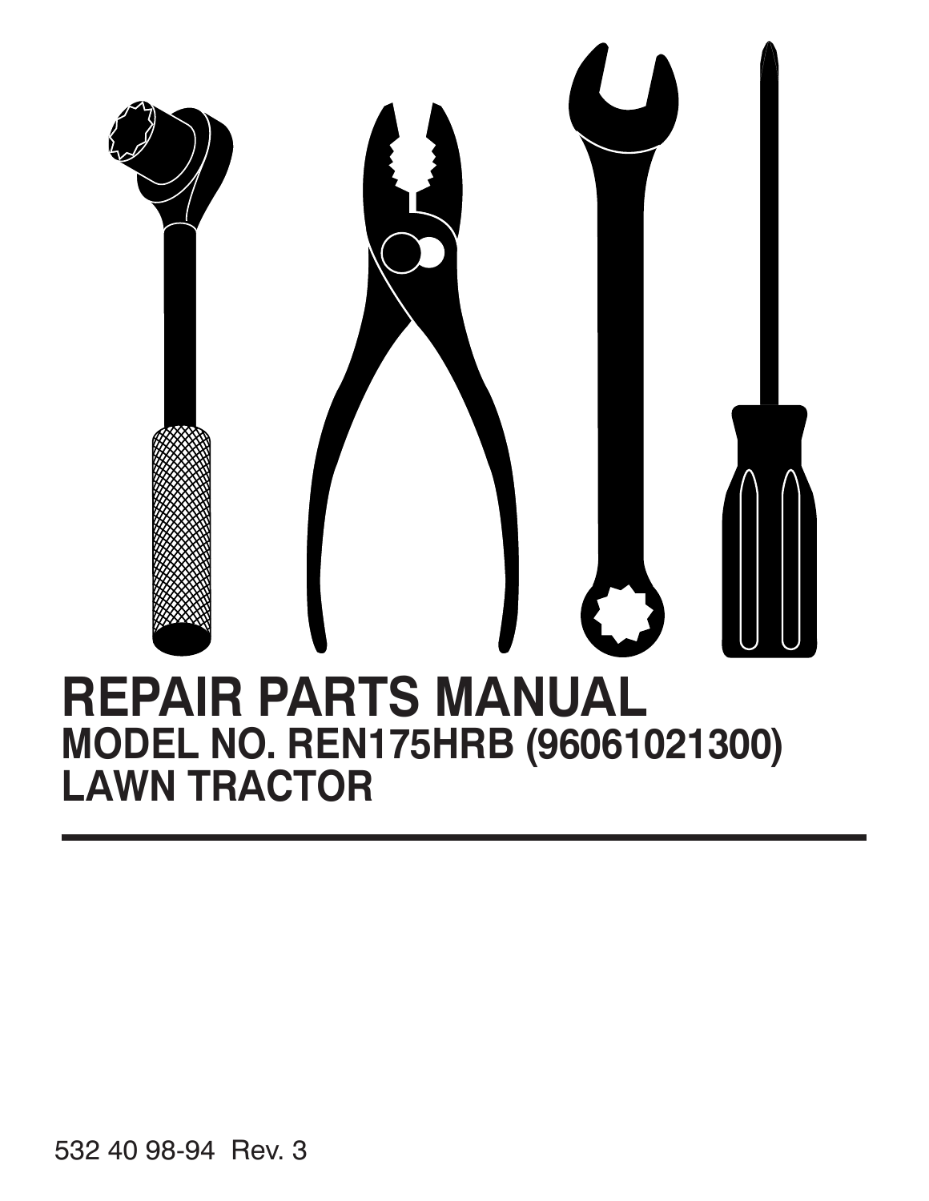# REPAIR PARTS MANUAL

## MODEL NO. REN175HRB (96061021300)

## LAWN TRACTOR

532 40 98-94 Rev. 3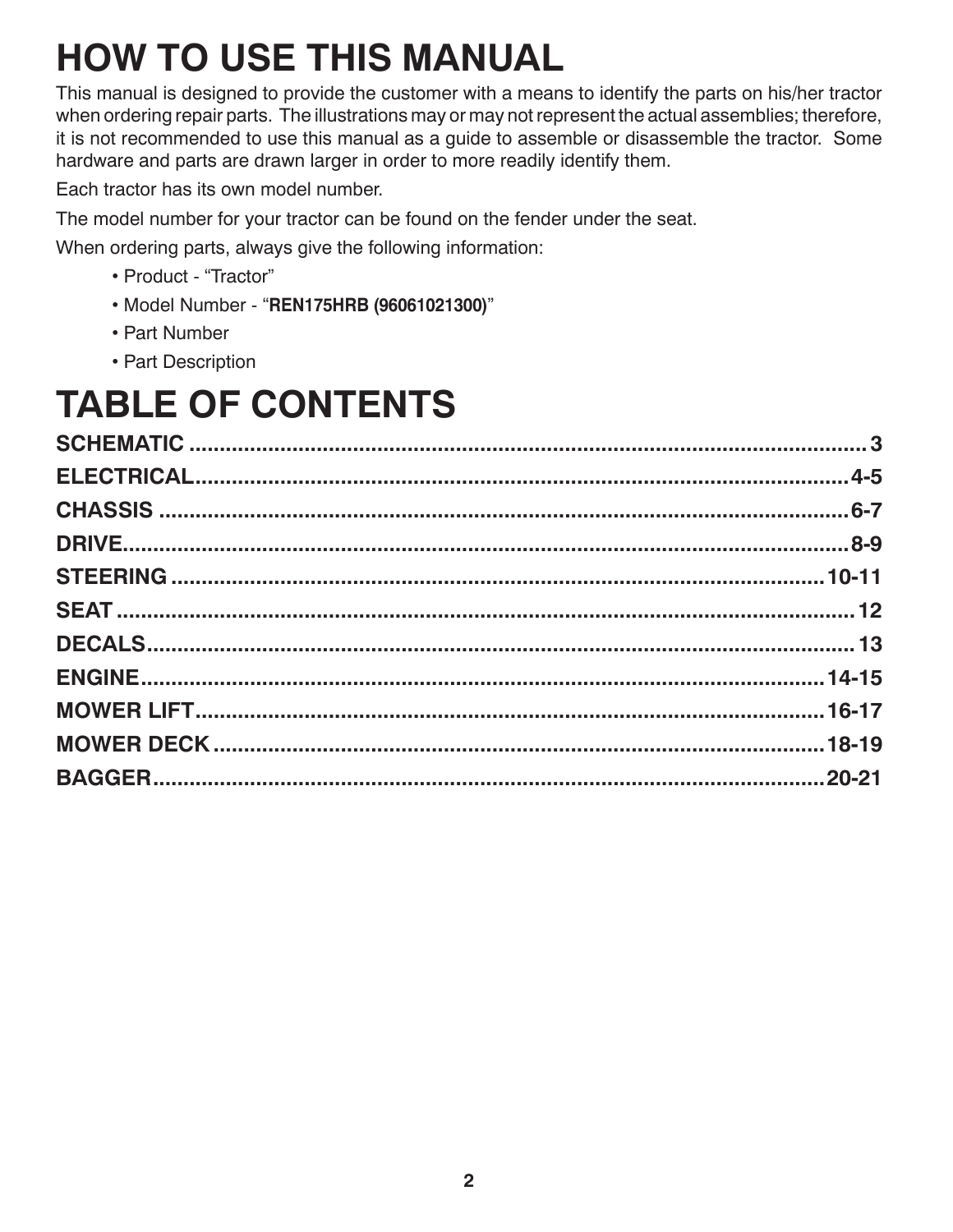# HOW TO USE THIS MANUAL

This manual is designed to provide the customer with a means to identify the parts on his/her tractor when ordering repair parts. The illustrations may or may not represent the actual assemblies; therefore, it is not recommended to use this manual as a guide to assemble or disassemble the tractor. Some hardware and parts are drawn larger in order to more readily identify them.

Each tractor has its own model number.

The model number for your tractor can be found on the fender under the seat.

When ordering parts, always give the following information:

- Product - "Tractor"
- Model Number - "**REN175HRB (96061021300)**"
- Part Number
- Part Description

# TABLE OF CONTENTS

**SCHEMATIC** .......... 3
**ELECTRICAL** .......... 4-5
**CHASSIS** .......... 6-7
**DRIVE** .......... 8-9
**STEERING** .......... 10-11
**SEAT** .......... 12
**DECALS** .......... 13
**ENGINE** .......... 14-15
**MOWER LIFT** .......... 16-17
**MOWER DECK** .......... 18-19
**BAGGER** .......... 20-21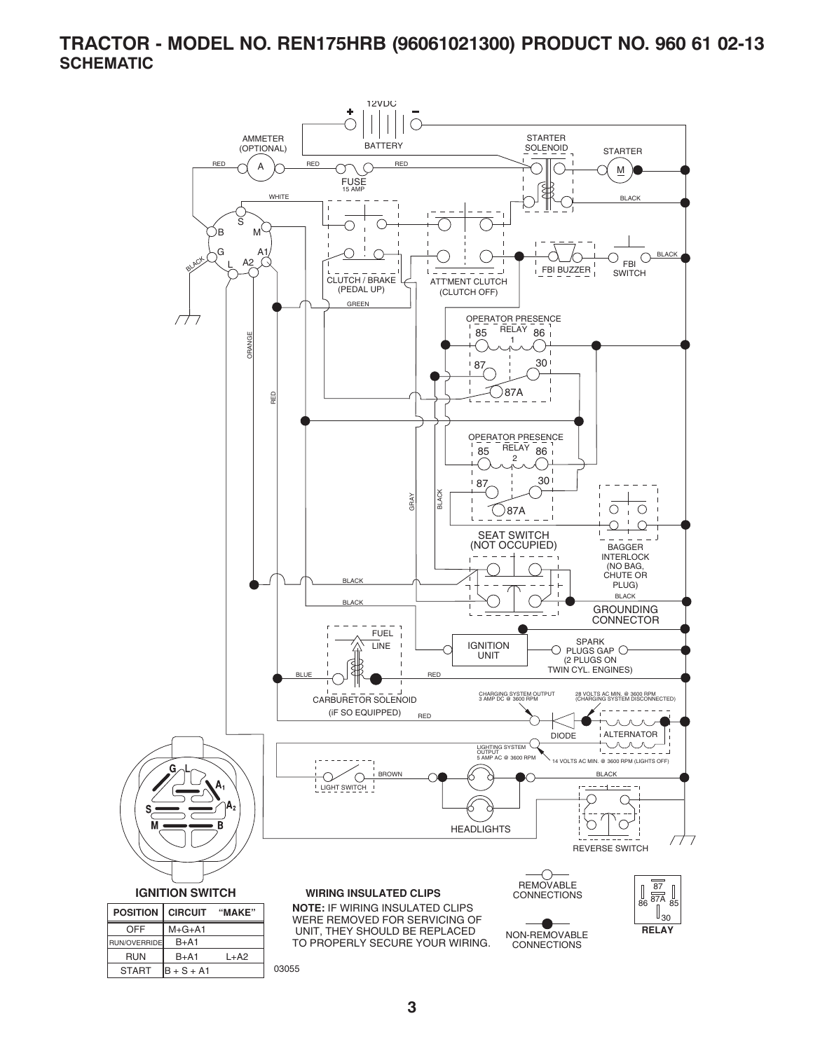# TRACTOR - MODEL NO. REN175HRB (96061021300) PRODUCT NO. 960 61 02-13

## SCHEMATIC

12VDC

BATTERY

AMMETER (OPTIONAL)

STARTER SOLENOID

STARTER

FUSE 15 AMP

RED

WHITE

BLACK

CLUTCH / BRAKE (PEDAL UP)

ATT'MENT CLUTCH (CLUTCH OFF)

FBI BUZZER

FBI SWITCH

GREEN

OPERATOR PRESENCE RELAY 1

OPERATOR PRESENCE RELAY 2

ORANGE

GRAY

SEAT SWITCH (NOT OCCUPIED)

BAGGER INTERLOCK (NO BAG, CHUTE OR PLUG)

GROUNDING CONNECTOR

FUEL LINE

IGNITION UNIT

SPARK PLUGS GAP (2 PLUGS ON TWIN CYL. ENGINES)

BLUE

CARBURETOR SOLENOID (IF SO EQUIPPED)

CHARGING SYSTEM OUTPUT 3 AMP DC @ 3600 RPM

28 VOLTS AC MIN. @ 3600 RPM (CHARGING SYSTEM DISCONNECTED)

DIODE

ALTERNATOR

LIGHTING SYSTEM OUTPUT 5 AMP AC @ 3600 RPM

14 VOLTS AC MIN. @ 3600 RPM (LIGHTS OFF)

LIGHT SWITCH

BROWN

HEADLIGHTS

REVERSE SWITCH

### IGNITION SWITCH

| POSITION | CIRCUIT | "MAKE" |
|---|---|---|
| OFF | M+G+A1 | |
| RUN/OVERRIDE | B+A1 | |
| RUN | B+A1 | L+A2 |
| START | B + S + A1 | |

### WIRING INSULATED CLIPS

**NOTE:** IF WIRING INSULATED CLIPS WERE REMOVED FOR SERVICING OF UNIT, THEY SHOULD BE REPLACED TO PROPERLY SECURE YOUR WIRING.

REMOVABLE CONNECTIONS

NON-REMOVABLE CONNECTIONS

RELAY

03055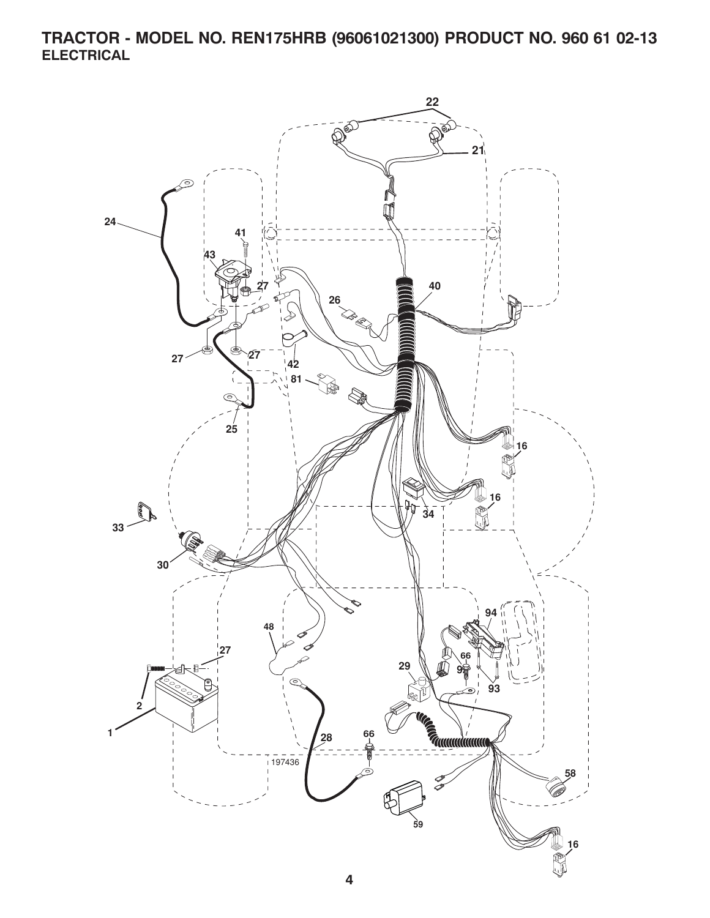# TRACTOR - MODEL NO. REN175HRB (96061021300) PRODUCT NO. 960 61 02-13
## ELECTRICAL

22
21
24
41
43
27
40
26
27
27
42
81
25
16
16
33
34
30
94
48
27
66
9
29
93
2
1
28
66
197436
58
59
16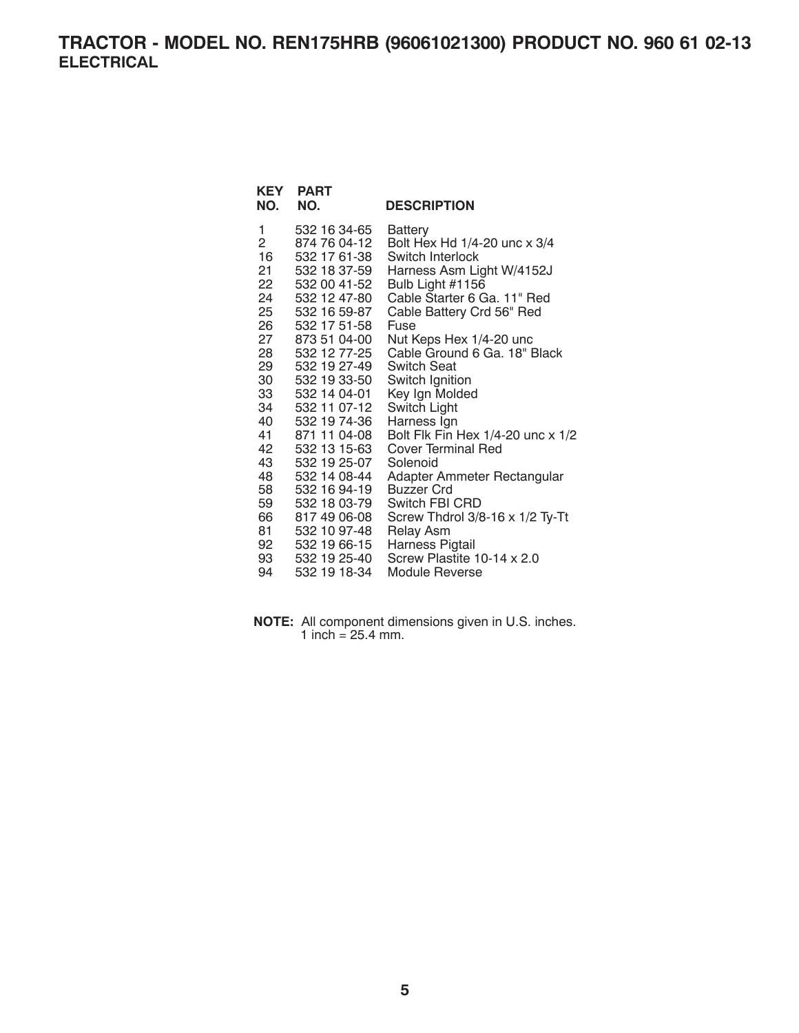# TRACTOR - MODEL NO. REN175HRB (96061021300) PRODUCT NO. 960 61 02-13

## ELECTRICAL

| KEY NO. | PART NO. | DESCRIPTION |
|---|---|---|
| 1 | 532 16 34-65 | Battery |
| 2 | 874 76 04-12 | Bolt Hex Hd 1/4-20 unc x 3/4 |
| 16 | 532 17 61-38 | Switch Interlock |
| 21 | 532 18 37-59 | Harness Asm Light W/4152J |
| 22 | 532 00 41-52 | Bulb Light #1156 |
| 24 | 532 12 47-80 | Cable Starter 6 Ga. 11" Red |
| 25 | 532 16 59-87 | Cable Battery Crd 56" Red |
| 26 | 532 17 51-58 | Fuse |
| 27 | 873 51 04-00 | Nut Keps Hex 1/4-20 unc |
| 28 | 532 12 77-25 | Cable Ground 6 Ga. 18" Black |
| 29 | 532 19 27-49 | Switch Seat |
| 30 | 532 19 33-50 | Switch Ignition |
| 33 | 532 14 04-01 | Key Ign Molded |
| 34 | 532 11 07-12 | Switch Light |
| 40 | 532 19 74-36 | Harness Ign |
| 41 | 871 11 04-08 | Bolt Flk Fin Hex 1/4-20 unc x 1/2 |
| 42 | 532 13 15-63 | Cover Terminal Red |
| 43 | 532 19 25-07 | Solenoid |
| 48 | 532 14 08-44 | Adapter Ammeter Rectangular |
| 58 | 532 16 94-19 | Buzzer Crd |
| 59 | 532 18 03-79 | Switch FBI CRD |
| 66 | 817 49 06-08 | Screw Thdrol 3/8-16 x 1/2 Ty-Tt |
| 81 | 532 10 97-48 | Relay Asm |
| 92 | 532 19 66-15 | Harness Pigtail |
| 93 | 532 19 25-40 | Screw Plastite 10-14 x 2.0 |
| 94 | 532 19 18-34 | Module Reverse |

**NOTE:** All component dimensions given in U.S. inches.
1 inch = 25.4 mm.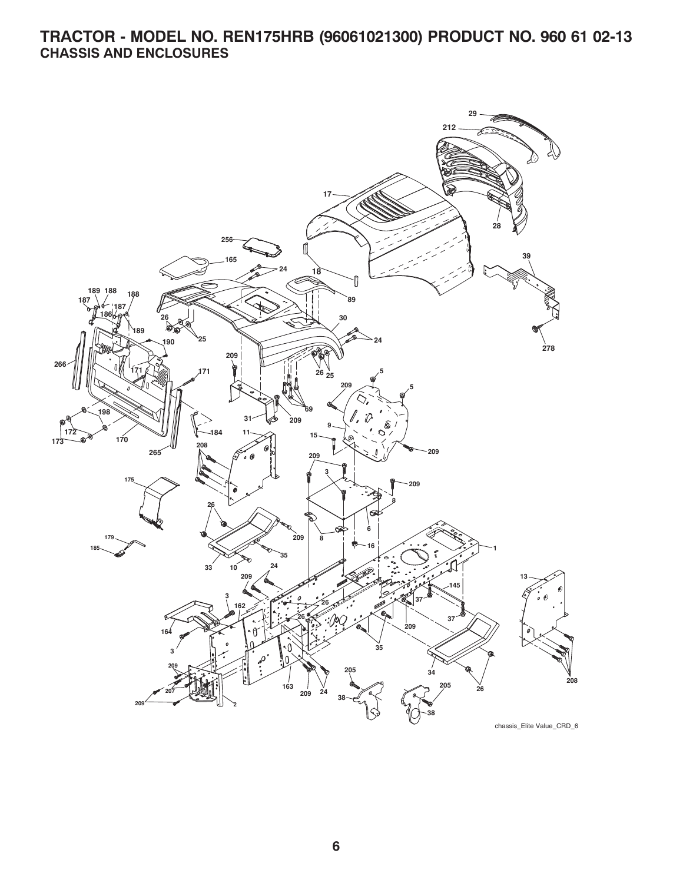# TRACTOR - MODEL NO. REN175HRB (96061021300) PRODUCT NO. 960 61 02-13

## CHASSIS AND ENCLOSURES

chassis_Elite Value_CRD_6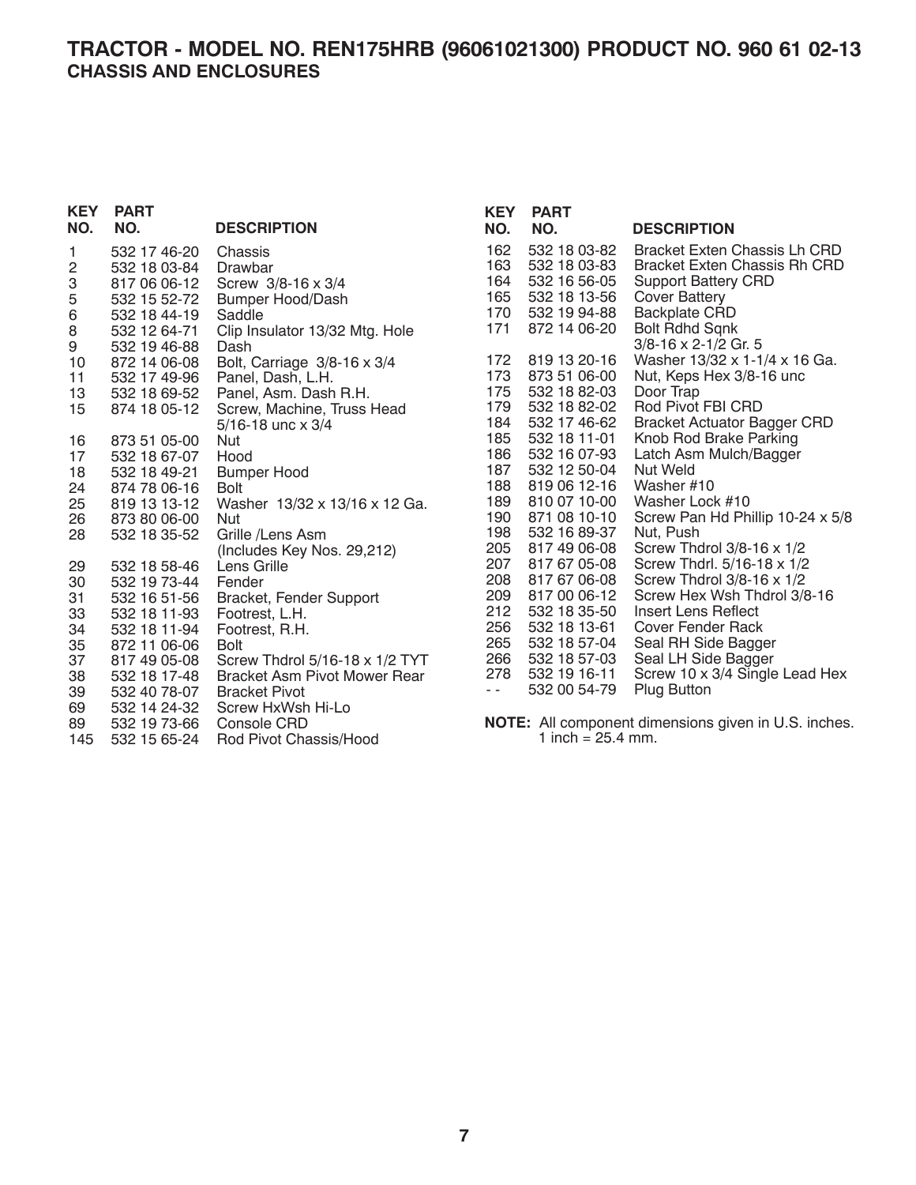# TRACTOR - MODEL NO. REN175HRB (96061021300) PRODUCT NO. 960 61 02-13

## CHASSIS AND ENCLOSURES

| KEY NO. | PART NO. | DESCRIPTION |
|---|---|---|
| 1 | 532 17 46-20 | Chassis |
| 2 | 532 18 03-84 | Drawbar |
| 3 | 817 06 06-12 | Screw 3/8-16 x 3/4 |
| 5 | 532 15 52-72 | Bumper Hood/Dash |
| 6 | 532 18 44-19 | Saddle |
| 8 | 532 12 64-71 | Clip Insulator 13/32 Mtg. Hole |
| 9 | 532 19 46-88 | Dash |
| 10 | 872 14 06-08 | Bolt, Carriage 3/8-16 x 3/4 |
| 11 | 532 17 49-96 | Panel, Dash, L.H. |
| 13 | 532 18 69-52 | Panel, Asm. Dash R.H. |
| 15 | 874 18 05-12 | Screw, Machine, Truss Head 5/16-18 unc x 3/4 |
| 16 | 873 51 05-00 | Nut |
| 17 | 532 18 67-07 | Hood |
| 18 | 532 18 49-21 | Bumper Hood |
| 24 | 874 78 06-16 | Bolt |
| 25 | 819 13 13-12 | Washer 13/32 x 13/16 x 12 Ga. |
| 26 | 873 80 06-00 | Nut |
| 28 | 532 18 35-52 | Grille /Lens Asm (Includes Key Nos. 29,212) |
| 29 | 532 18 58-46 | Lens Grille |
| 30 | 532 19 73-44 | Fender |
| 31 | 532 16 51-56 | Bracket, Fender Support |
| 33 | 532 18 11-93 | Footrest, L.H. |
| 34 | 532 18 11-94 | Footrest, R.H. |
| 35 | 872 11 06-06 | Bolt |
| 37 | 817 49 05-08 | Screw Thdrol 5/16-18 x 1/2 TYT |
| 38 | 532 18 17-48 | Bracket Asm Pivot Mower Rear |
| 39 | 532 40 78-07 | Bracket Pivot |
| 69 | 532 14 24-32 | Screw HxWsh Hi-Lo |
| 89 | 532 19 73-66 | Console CRD |
| 145 | 532 15 65-24 | Rod Pivot Chassis/Hood |
| 162 | 532 18 03-82 | Bracket Exten Chassis Lh CRD |
| 163 | 532 18 03-83 | Bracket Exten Chassis Rh CRD |
| 164 | 532 16 56-05 | Support Battery CRD |
| 165 | 532 18 13-56 | Cover Battery |
| 170 | 532 19 94-88 | Backplate CRD |
| 171 | 872 14 06-20 | Bolt Rdhd Sqnk 3/8-16 x 2-1/2 Gr. 5 |
| 172 | 819 13 20-16 | Washer 13/32 x 1-1/4 x 16 Ga. |
| 173 | 873 51 06-00 | Nut, Keps Hex 3/8-16 unc |
| 175 | 532 18 82-03 | Door Trap |
| 179 | 532 18 82-02 | Rod Pivot FBI CRD |
| 184 | 532 17 46-62 | Bracket Actuator Bagger CRD |
| 185 | 532 18 11-01 | Knob Rod Brake Parking |
| 186 | 532 16 07-93 | Latch Asm Mulch/Bagger |
| 187 | 532 12 50-04 | Nut Weld |
| 188 | 819 06 12-16 | Washer #10 |
| 189 | 810 07 10-00 | Washer Lock #10 |
| 190 | 871 08 10-10 | Screw Pan Hd Phillip 10-24 x 5/8 |
| 198 | 532 16 89-37 | Nut, Push |
| 205 | 817 49 06-08 | Screw Thdrol 3/8-16 x 1/2 |
| 207 | 817 67 05-08 | Screw Thdrl. 5/16-18 x 1/2 |
| 208 | 817 67 06-08 | Screw Thdrol 3/8-16 x 1/2 |
| 209 | 817 00 06-12 | Screw Hex Wsh Thdrol 3/8-16 |
| 212 | 532 18 35-50 | Insert Lens Reflect |
| 256 | 532 18 13-61 | Cover Fender Rack |
| 265 | 532 18 57-04 | Seal RH Side Bagger |
| 266 | 532 18 57-03 | Seal LH Side Bagger |
| 278 | 532 19 16-11 | Screw 10 x 3/4 Single Lead Hex |
| - - | 532 00 54-79 | Plug Button |

**NOTE:** All component dimensions given in U.S. inches.
1 inch = 25.4 mm.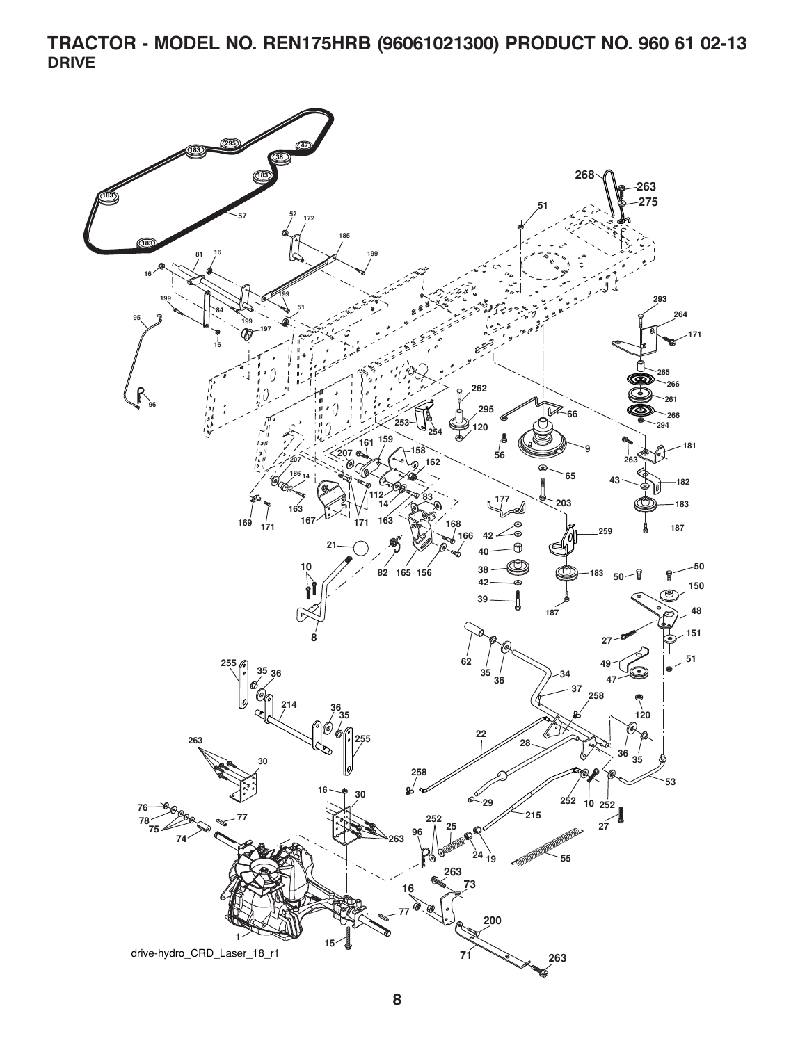# TRACTOR - MODEL NO. REN175HRB (96061021300) PRODUCT NO. 960 61 02-13

## DRIVE

drive-hydro_CRD_Laser_18_r1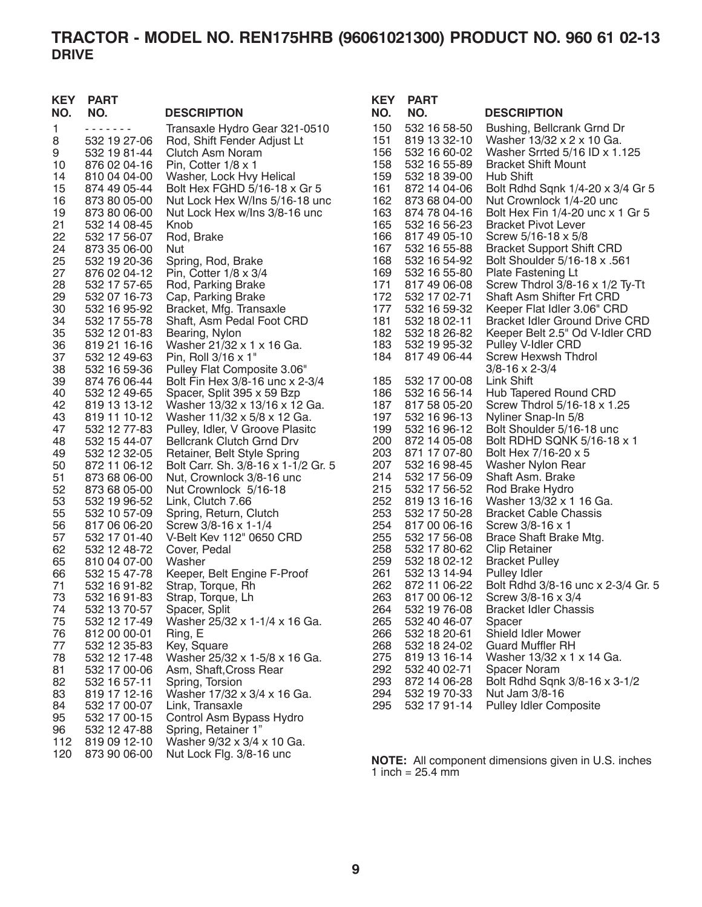# TRACTOR - MODEL NO. REN175HRB (96061021300) PRODUCT NO. 960 61 02-13

## DRIVE

| KEY NO. | PART NO. | DESCRIPTION |
|---|---|---|
| 1 | - - - - - - - | Transaxle Hydro Gear 321-0510 |
| 8 | 532 19 27-06 | Rod, Shift Fender Adjust Lt |
| 9 | 532 19 81-44 | Clutch Asm Noram |
| 10 | 876 02 04-16 | Pin, Cotter 1/8 x 1 |
| 14 | 810 04 04-00 | Washer, Lock Hvy Helical |
| 15 | 874 49 05-44 | Bolt Hex FGHD 5/16-18 x Gr 5 |
| 16 | 873 80 05-00 | Nut Lock Hex W/Ins 5/16-18 unc |
| 19 | 873 80 06-00 | Nut Lock Hex w/Ins 3/8-16 unc |
| 21 | 532 14 08-45 | Knob |
| 22 | 532 17 56-07 | Rod, Brake |
| 24 | 873 35 06-00 | Nut |
| 25 | 532 19 20-36 | Spring, Rod, Brake |
| 27 | 876 02 04-12 | Pin, Cotter 1/8 x 3/4 |
| 28 | 532 17 57-65 | Rod, Parking Brake |
| 29 | 532 07 16-73 | Cap, Parking Brake |
| 30 | 532 16 95-92 | Bracket, Mfg. Transaxle |
| 34 | 532 17 55-78 | Shaft, Asm Pedal Foot CRD |
| 35 | 532 12 01-83 | Bearing, Nylon |
| 36 | 819 21 16-16 | Washer 21/32 x 1 x 16 Ga. |
| 37 | 532 12 49-63 | Pin, Roll 3/16 x 1" |
| 38 | 532 16 59-36 | Pulley Flat Composite 3.06" |
| 39 | 874 76 06-44 | Bolt Fin Hex 3/8-16 unc x 2-3/4 |
| 40 | 532 12 49-65 | Spacer, Split 395 x 59 Bzp |
| 42 | 819 13 13-12 | Washer 13/32 x 13/16 x 12 Ga. |
| 43 | 819 11 10-12 | Washer 11/32 x 5/8 x 12 Ga. |
| 47 | 532 12 77-83 | Pulley, Idler, V Groove Plasitc |
| 48 | 532 15 44-07 | Bellcrank Clutch Grnd Drv |
| 49 | 532 12 32-05 | Retainer, Belt Style Spring |
| 50 | 872 11 06-12 | Bolt Carr. Sh. 3/8-16 x 1-1/2 Gr. 5 |
| 51 | 873 68 06-00 | Nut, Crownlock 3/8-16 unc |
| 52 | 873 68 05-00 | Nut Crownlock 5/16-18 |
| 53 | 532 19 96-52 | Link, Clutch 7.66 |
| 55 | 532 10 57-09 | Spring, Return, Clutch |
| 56 | 817 06 06-20 | Screw 3/8-16 x 1-1/4 |
| 57 | 532 17 01-40 | V-Belt Kev 112" 0650 CRD |
| 62 | 532 12 48-72 | Cover, Pedal |
| 65 | 810 04 07-00 | Washer |
| 66 | 532 15 47-78 | Keeper, Belt Engine F-Proof |
| 71 | 532 16 91-82 | Strap, Torque, Rh |
| 73 | 532 16 91-83 | Strap, Torque, Lh |
| 74 | 532 13 70-57 | Spacer, Split |
| 75 | 532 12 17-49 | Washer 25/32 x 1-1/4 x 16 Ga. |
| 76 | 812 00 00-01 | Ring, E |
| 77 | 532 12 35-83 | Key, Square |
| 78 | 532 12 17-48 | Washer 25/32 x 1-5/8 x 16 Ga. |
| 81 | 532 17 00-06 | Asm, Shaft,Cross Rear |
| 82 | 532 16 57-11 | Spring, Torsion |
| 83 | 819 17 12-16 | Washer 17/32 x 3/4 x 16 Ga. |
| 84 | 532 17 00-07 | Link, Transaxle |
| 95 | 532 17 00-15 | Control Asm Bypass Hydro |
| 96 | 532 12 47-88 | Spring, Retainer 1" |
| 112 | 819 09 12-10 | Washer 9/32 x 3/4 x 10 Ga. |
| 120 | 873 90 06-00 | Nut Lock Flg. 3/8-16 unc |
| 150 | 532 16 58-50 | Bushing, Bellcrank Grnd Dr |
| 151 | 819 13 32-10 | Washer 13/32 x 2 x 10 Ga. |
| 156 | 532 16 60-02 | Washer Srrted 5/16 ID x 1.125 |
| 158 | 532 16 55-89 | Bracket Shift Mount |
| 159 | 532 18 39-00 | Hub Shift |
| 161 | 872 14 04-06 | Bolt Rdhd Sqnk 1/4-20 x 3/4 Gr 5 |
| 162 | 873 68 04-00 | Nut Crownlock 1/4-20 unc |
| 163 | 874 78 04-16 | Bolt Hex Fin 1/4-20 unc x 1 Gr 5 |
| 165 | 532 16 56-23 | Bracket Pivot Lever |
| 166 | 817 49 05-10 | Screw 5/16-18 x 5/8 |
| 167 | 532 16 55-88 | Bracket Support Shift CRD |
| 168 | 532 16 54-92 | Bolt Shoulder 5/16-18 x .561 |
| 169 | 532 16 55-80 | Plate Fastening Lt |
| 171 | 817 49 06-08 | Screw Thdrol 3/8-16 x 1/2 Ty-Tt |
| 172 | 532 17 02-71 | Shaft Asm Shifter Frt CRD |
| 177 | 532 16 59-32 | Keeper Flat Idler 3.06" CRD |
| 181 | 532 18 02-11 | Bracket Idler Ground Drive CRD |
| 182 | 532 18 26-82 | Keeper Belt 2.5" Od V-Idler CRD |
| 183 | 532 19 95-32 | Pulley V-Idler CRD |
| 184 | 817 49 06-44 | Screw Hexwsh Thdrol 3/8-16 x 2-3/4 |
| 185 | 532 17 00-08 | Link Shift |
| 186 | 532 16 56-14 | Hub Tapered Round CRD |
| 187 | 817 58 05-20 | Screw Thdrol 5/16-18 x 1.25 |
| 197 | 532 16 96-13 | Nyliner Snap-In 5/8 |
| 199 | 532 16 96-12 | Bolt Shoulder 5/16-18 unc |
| 200 | 872 14 05-08 | Bolt RDHD SQNK 5/16-18 x 1 |
| 203 | 871 17 07-80 | Bolt Hex 7/16-20 x 5 |
| 207 | 532 16 98-45 | Washer Nylon Rear |
| 214 | 532 17 56-09 | Shaft Asm. Brake |
| 215 | 532 17 56-52 | Rod Brake Hydro |
| 252 | 819 13 16-16 | Washer 13/32 x 1 16 Ga. |
| 253 | 532 17 50-28 | Bracket Cable Chassis |
| 254 | 817 00 06-16 | Screw 3/8-16 x 1 |
| 255 | 532 17 56-08 | Brace Shaft Brake Mtg. |
| 258 | 532 17 80-62 | Clip Retainer |
| 259 | 532 18 02-12 | Bracket Pulley |
| 261 | 532 13 14-94 | Pulley Idler |
| 262 | 872 11 06-22 | Bolt Rdhd 3/8-16 unc x 2-3/4 Gr. 5 |
| 263 | 817 00 06-12 | Screw 3/8-16 x 3/4 |
| 264 | 532 19 76-08 | Bracket Idler Chassis |
| 265 | 532 40 46-07 | Spacer |
| 266 | 532 18 20-61 | Shield Idler Mower |
| 268 | 532 18 24-02 | Guard Muffler RH |
| 275 | 819 13 16-14 | Washer 13/32 x 1 x 14 Ga. |
| 292 | 532 40 02-71 | Spacer Noram |
| 293 | 872 14 06-28 | Bolt Rdhd Sqnk 3/8-16 x 3-1/2 |
| 294 | 532 19 70-33 | Nut Jam 3/8-16 |
| 295 | 532 17 91-14 | Pulley Idler Composite |

**NOTE:** All component dimensions given in U.S. inches
1 inch = 25.4 mm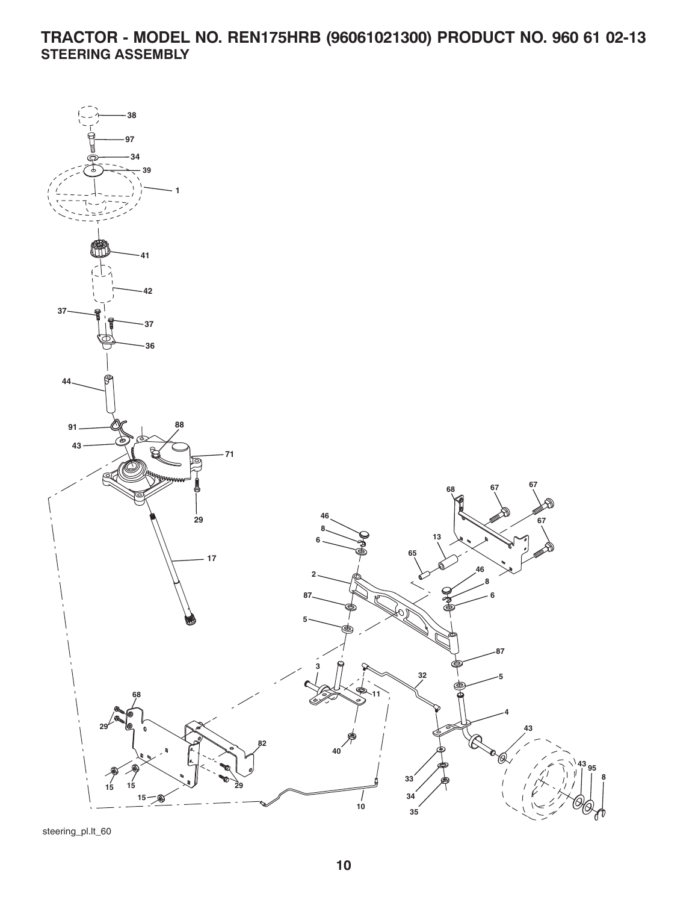# TRACTOR - MODEL NO. REN175HRB (96061021300) PRODUCT NO. 960 61 02-13

## STEERING ASSEMBLY

38
97
34
39
1
41
42
37
37
36
44
91
88
43
71
29
17
68
67
67
67
46
8
6
13
65
2
46
8
6
87
5
87
3
32
5
68
11
4
43
29
82
40
43
95
8
15
15
29
33
34
15
10
35

steering_pl.lt_60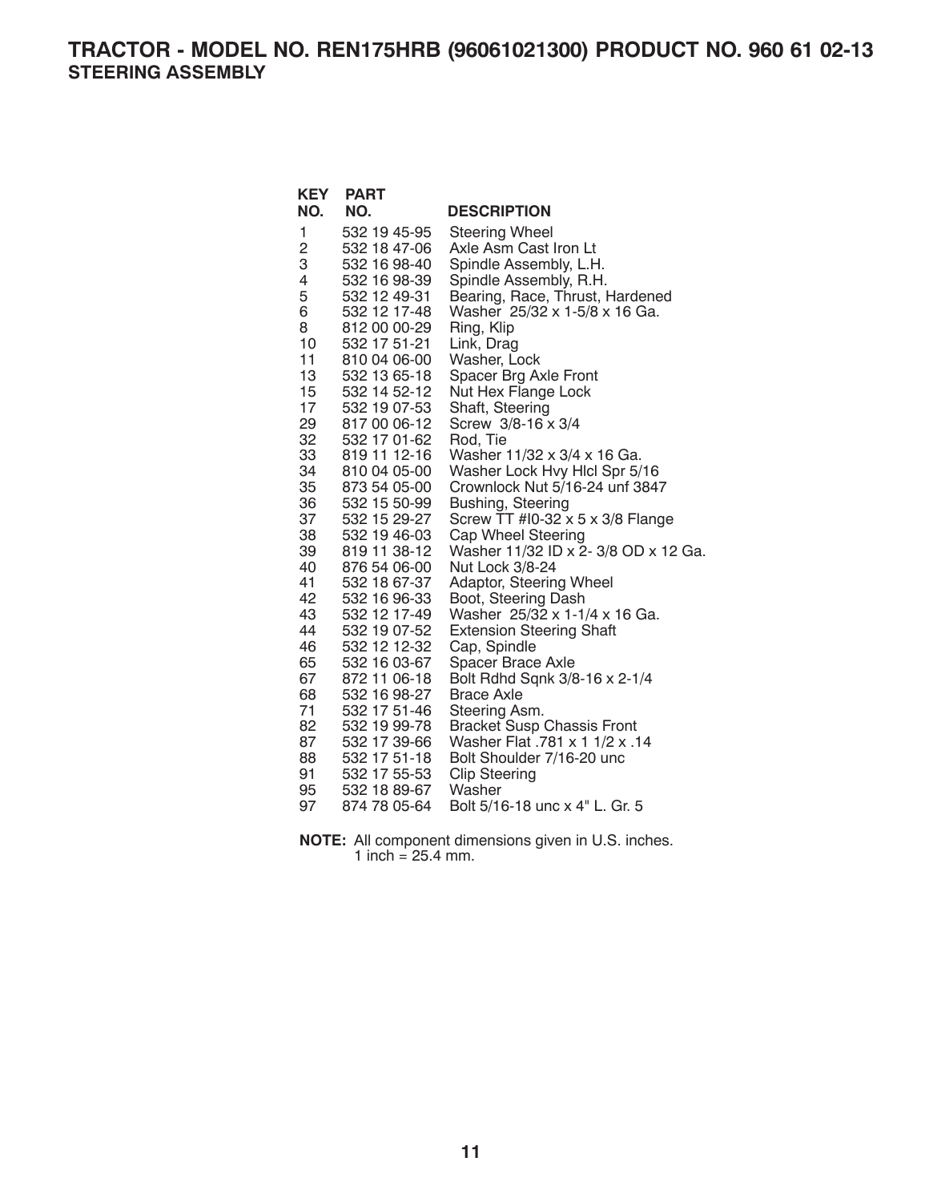# TRACTOR - MODEL NO. REN175HRB (96061021300) PRODUCT NO. 960 61 02-13
## STEERING ASSEMBLY

| KEY NO. | PART NO. | DESCRIPTION |
|---|---|---|
| 1 | 532 19 45-95 | Steering Wheel |
| 2 | 532 18 47-06 | Axle Asm Cast Iron Lt |
| 3 | 532 16 98-40 | Spindle Assembly, L.H. |
| 4 | 532 16 98-39 | Spindle Assembly, R.H. |
| 5 | 532 12 49-31 | Bearing, Race, Thrust, Hardened |
| 6 | 532 12 17-48 | Washer 25/32 x 1-5/8 x 16 Ga. |
| 8 | 812 00 00-29 | Ring, Klip |
| 10 | 532 17 51-21 | Link, Drag |
| 11 | 810 04 06-00 | Washer, Lock |
| 13 | 532 13 65-18 | Spacer Brg Axle Front |
| 15 | 532 14 52-12 | Nut Hex Flange Lock |
| 17 | 532 19 07-53 | Shaft, Steering |
| 29 | 817 00 06-12 | Screw 3/8-16 x 3/4 |
| 32 | 532 17 01-62 | Rod, Tie |
| 33 | 819 11 12-16 | Washer 11/32 x 3/4 x 16 Ga. |
| 34 | 810 04 05-00 | Washer Lock Hvy Hlcl Spr 5/16 |
| 35 | 873 54 05-00 | Crownlock Nut 5/16-24 unf 3847 |
| 36 | 532 15 50-99 | Bushing, Steering |
| 37 | 532 15 29-27 | Screw TT #I0-32 x 5 x 3/8 Flange |
| 38 | 532 19 46-03 | Cap Wheel Steering |
| 39 | 819 11 38-12 | Washer 11/32 ID x 2- 3/8 OD x 12 Ga. |
| 40 | 876 54 06-00 | Nut Lock 3/8-24 |
| 41 | 532 18 67-37 | Adaptor, Steering Wheel |
| 42 | 532 16 96-33 | Boot, Steering Dash |
| 43 | 532 12 17-49 | Washer 25/32 x 1-1/4 x 16 Ga. |
| 44 | 532 19 07-52 | Extension Steering Shaft |
| 46 | 532 12 12-32 | Cap, Spindle |
| 65 | 532 16 03-67 | Spacer Brace Axle |
| 67 | 872 11 06-18 | Bolt Rdhd Sqnk 3/8-16 x 2-1/4 |
| 68 | 532 16 98-27 | Brace Axle |
| 71 | 532 17 51-46 | Steering Asm. |
| 82 | 532 19 99-78 | Bracket Susp Chassis Front |
| 87 | 532 17 39-66 | Washer Flat .781 x 1 1/2 x .14 |
| 88 | 532 17 51-18 | Bolt Shoulder 7/16-20 unc |
| 91 | 532 17 55-53 | Clip Steering |
| 95 | 532 18 89-67 | Washer |
| 97 | 874 78 05-64 | Bolt 5/16-18 unc x 4" L. Gr. 5 |

**NOTE:** All component dimensions given in U.S. inches.
1 inch = 25.4 mm.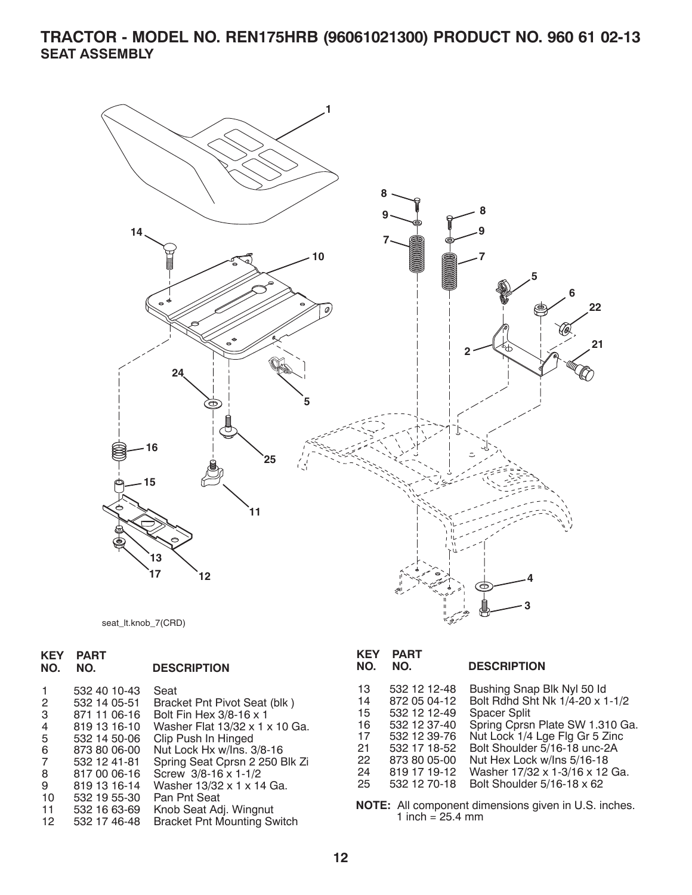# TRACTOR - MODEL NO. REN175HRB (96061021300) PRODUCT NO. 960 61 02-13

## SEAT ASSEMBLY

seat_lt.knob_7(CRD)

| KEY NO. | PART NO. | DESCRIPTION |
|---|---|---|
| 1 | 532 40 10-43 | Seat |
| 2 | 532 14 05-51 | Bracket Pnt Pivot Seat (blk ) |
| 3 | 871 11 06-16 | Bolt Fin Hex 3/8-16 x 1 |
| 4 | 819 13 16-10 | Washer Flat 13/32 x 1 x 10 Ga. |
| 5 | 532 14 50-06 | Clip Push In Hinged |
| 6 | 873 80 06-00 | Nut Lock Hx w/Ins. 3/8-16 |
| 7 | 532 12 41-81 | Spring Seat Cprsn 2 250 Blk Zi |
| 8 | 817 00 06-16 | Screw 3/8-16 x 1-1/2 |
| 9 | 819 13 16-14 | Washer 13/32 x 1 x 14 Ga. |
| 10 | 532 19 55-30 | Pan Pnt Seat |
| 11 | 532 16 63-69 | Knob Seat Adj. Wingnut |
| 12 | 532 17 46-48 | Bracket Pnt Mounting Switch |
| 13 | 532 12 12-48 | Bushing Snap Blk Nyl 50 Id |
| 14 | 872 05 04-12 | Bolt Rdhd Sht Nk 1/4-20 x 1-1/2 |
| 15 | 532 12 12-49 | Spacer Split |
| 16 | 532 12 37-40 | Spring Cprsn Plate SW 1.310 Ga. |
| 17 | 532 12 39-76 | Nut Lock 1/4 Lge Flg Gr 5 Zinc |
| 21 | 532 17 18-52 | Bolt Shoulder 5/16-18 unc-2A |
| 22 | 873 80 05-00 | Nut Hex Lock w/Ins 5/16-18 |
| 24 | 819 17 19-12 | Washer 17/32 x 1-3/16 x 12 Ga. |
| 25 | 532 12 70-18 | Bolt Shoulder 5/16-18 x 62 |

**NOTE:** All component dimensions given in U.S. inches.
1 inch = 25.4 mm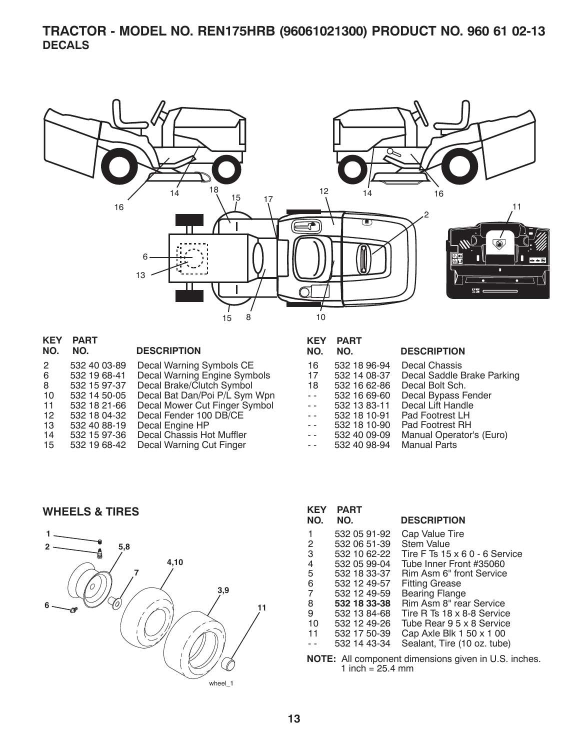# TRACTOR - MODEL NO. REN175HRB (96061021300) PRODUCT NO. 960 61 02-13

## DECALS

| KEY NO. | PART NO. | DESCRIPTION |
|---|---|---|
| 2 | 532 40 03-89 | Decal Warning Symbols CE |
| 6 | 532 19 68-41 | Decal Warning Engine Symbols |
| 8 | 532 15 97-37 | Decal Brake/Clutch Symbol |
| 10 | 532 14 50-05 | Decal Bat Dan/Poi P/L Sym Wpn |
| 11 | 532 18 21-66 | Decal Mower Cut Finger Symbol |
| 12 | 532 18 04-32 | Decal Fender 100 DB/CE |
| 13 | 532 40 88-19 | Decal Engine HP |
| 14 | 532 15 97-36 | Decal Chassis Hot Muffler |
| 15 | 532 19 68-42 | Decal Warning Cut Finger |
| 16 | 532 18 96-94 | Decal Chassis |
| 17 | 532 14 08-37 | Decal Saddle Brake Parking |
| 18 | 532 16 62-86 | Decal Bolt Sch. |
| - - | 532 16 69-60 | Decal Bypass Fender |
| - - | 532 13 83-11 | Decal Lift Handle |
| - - | 532 18 10-91 | Pad Footrest LH |
| - - | 532 18 10-90 | Pad Footrest RH |
| - - | 532 40 09-09 | Manual Operator's (Euro) |
| - - | 532 40 98-94 | Manual Parts |

## WHEELS & TIRES

| KEY NO. | PART NO. | DESCRIPTION |
|---|---|---|
| 1 | 532 05 91-92 | Cap Value Tire |
| 2 | 532 06 51-39 | Stem Value |
| 3 | 532 10 62-22 | Tire F Ts 15 x 6 0 - 6 Service |
| 4 | 532 05 99-04 | Tube Inner Front #35060 |
| 5 | 532 18 33-37 | Rim Asm 6" front Service |
| 6 | 532 12 49-57 | Fitting Grease |
| 7 | 532 12 49-59 | Bearing Flange |
| 8 | **532 18 33-38** | Rim Asm 8" rear Service |
| 9 | 532 13 84-68 | Tire R Ts 18 x 8-8 Service |
| 10 | 532 12 49-26 | Tube Rear 9 5 x 8 Service |
| 11 | 532 17 50-39 | Cap Axle Blk 1 50 x 1 00 |
| - - | 532 14 43-34 | Sealant, Tire (10 oz. tube) |

**NOTE:** All component dimensions given in U.S. inches.
1 inch = 25.4 mm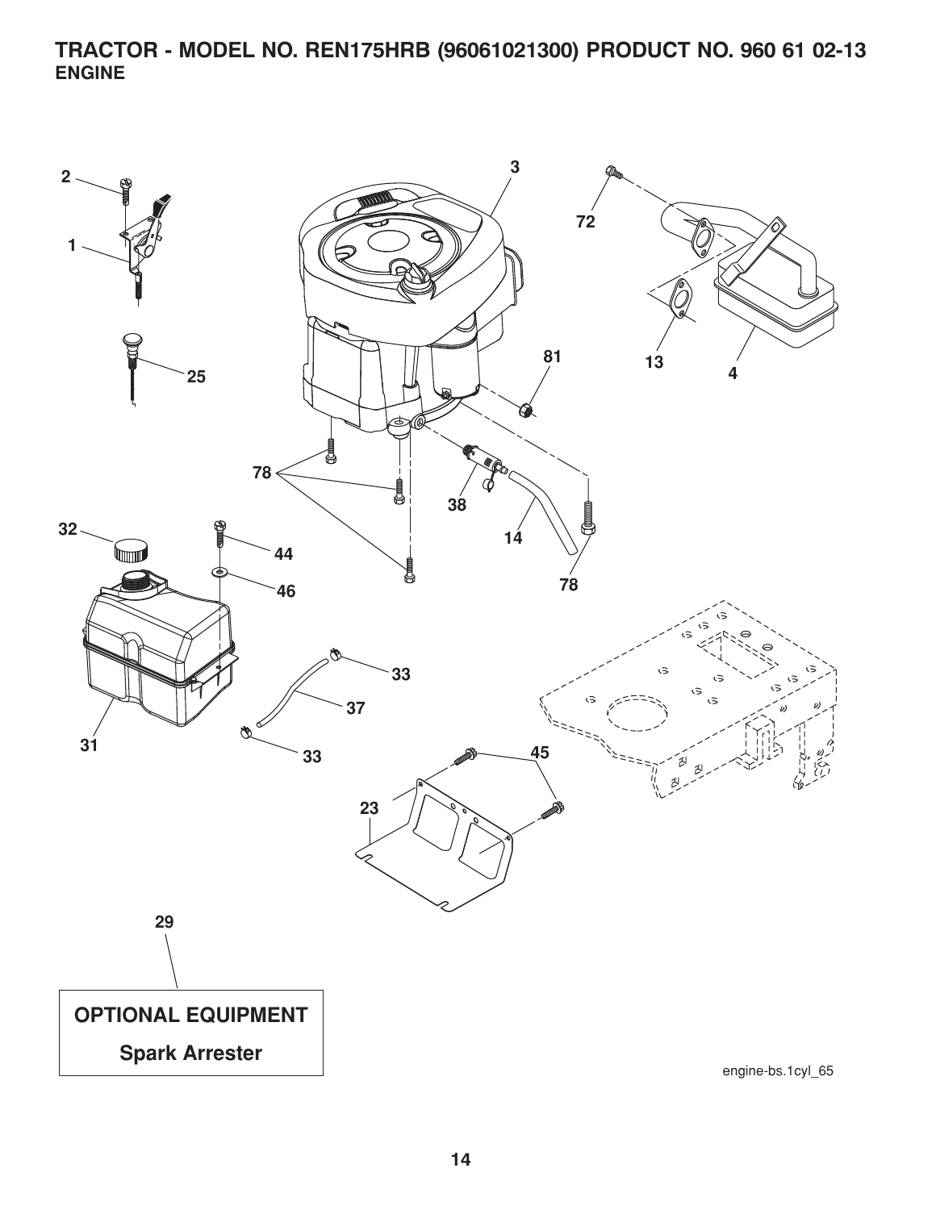# TRACTOR - MODEL NO. REN175HRB (96061021300) PRODUCT NO. 960 61 02-13

## ENGINE

2

1

25

3

72

13

4

81

78

38

14

78

32

44

46

33

37

31

33

45

23

29

**OPTIONAL EQUIPMENT**

**Spark Arrester**

engine-bs.1cyl_65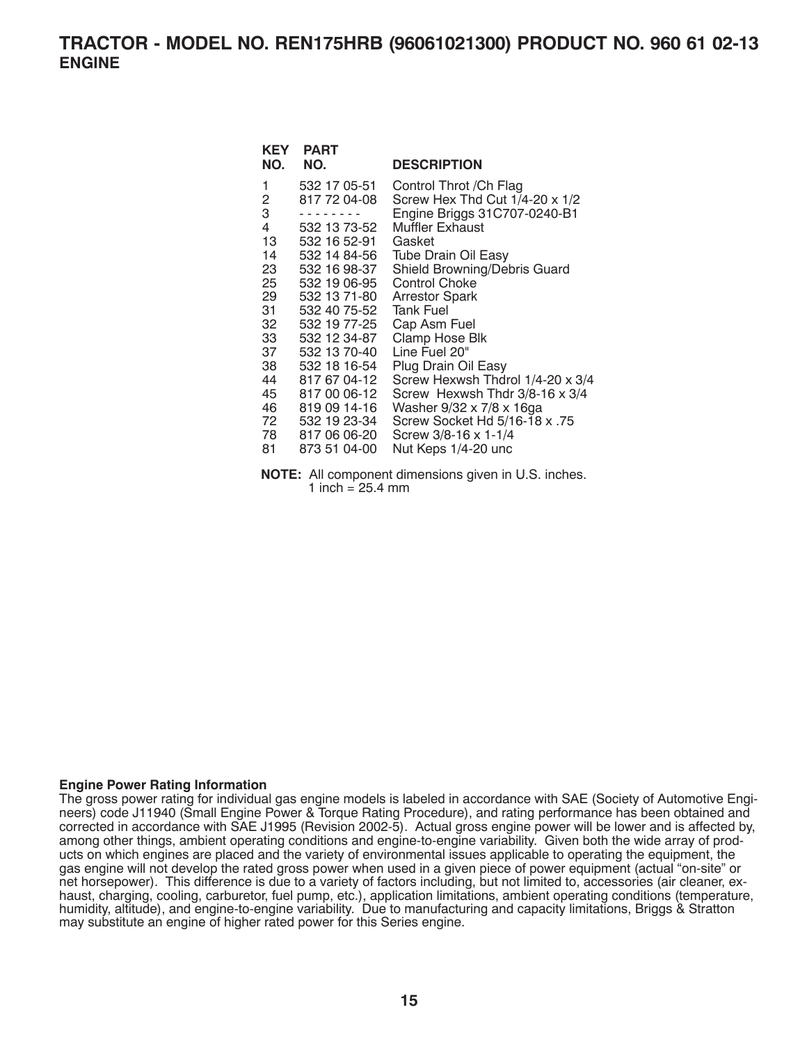# TRACTOR - MODEL NO. REN175HRB (96061021300) PRODUCT NO. 960 61 02-13

## ENGINE

| KEY NO. | PART NO. | DESCRIPTION |
|---|---|---|
| 1 | 532 17 05-51 | Control Throt /Ch Flag |
| 2 | 817 72 04-08 | Screw Hex Thd Cut 1/4-20 x 1/2 |
| 3 | - - - - - - - - | Engine Briggs 31C707-0240-B1 |
| 4 | 532 13 73-52 | Muffler Exhaust |
| 13 | 532 16 52-91 | Gasket |
| 14 | 532 14 84-56 | Tube Drain Oil Easy |
| 23 | 532 16 98-37 | Shield Browning/Debris Guard |
| 25 | 532 19 06-95 | Control Choke |
| 29 | 532 13 71-80 | Arrestor Spark |
| 31 | 532 40 75-52 | Tank Fuel |
| 32 | 532 19 77-25 | Cap Asm Fuel |
| 33 | 532 12 34-87 | Clamp Hose Blk |
| 37 | 532 13 70-40 | Line Fuel 20" |
| 38 | 532 18 16-54 | Plug Drain Oil Easy |
| 44 | 817 67 04-12 | Screw Hexwsh Thdrol 1/4-20 x 3/4 |
| 45 | 817 00 06-12 | Screw Hexwsh Thdr 3/8-16 x 3/4 |
| 46 | 819 09 14-16 | Washer 9/32 x 7/8 x 16ga |
| 72 | 532 19 23-34 | Screw Socket Hd 5/16-18 x .75 |
| 78 | 817 06 06-20 | Screw 3/8-16 x 1-1/4 |
| 81 | 873 51 04-00 | Nut Keps 1/4-20 unc |

**NOTE:** All component dimensions given in U.S. inches.
1 inch = 25.4 mm

**Engine Power Rating Information**
The gross power rating for individual gas engine models is labeled in accordance with SAE (Society of Automotive Engineers) code J11940 (Small Engine Power & Torque Rating Procedure), and rating performance has been obtained and corrected in accordance with SAE J1995 (Revision 2002-5). Actual gross engine power will be lower and is affected by, among other things, ambient operating conditions and engine-to-engine variability. Given both the wide array of products on which engines are placed and the variety of environmental issues applicable to operating the equipment, the gas engine will not develop the rated gross power when used in a given piece of power equipment (actual "on-site" or net horsepower). This difference is due to a variety of factors including, but not limited to, accessories (air cleaner, exhaust, charging, cooling, carburetor, fuel pump, etc.), application limitations, ambient operating conditions (temperature, humidity, altitude), and engine-to-engine variability. Due to manufacturing and capacity limitations, Briggs & Stratton may substitute an engine of higher rated power for this Series engine.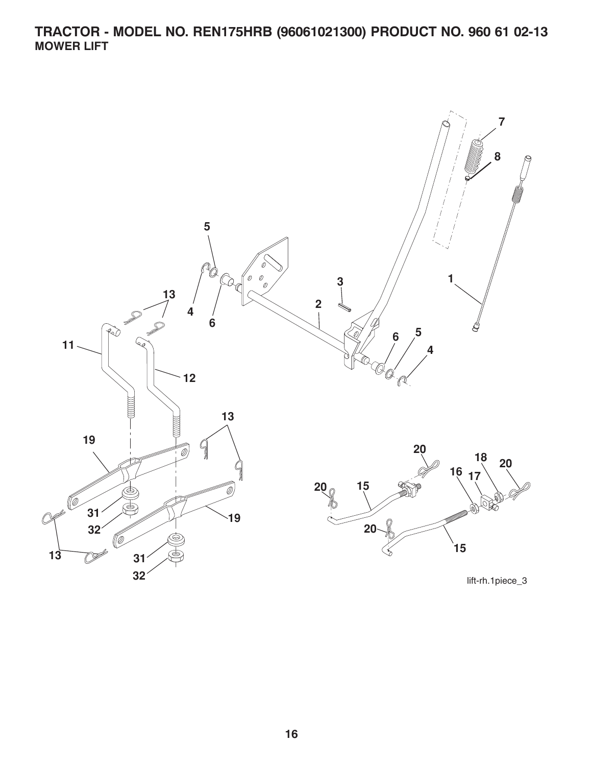# TRACTOR - MODEL NO. REN175HRB (96061021300) PRODUCT NO. 960 61 02-13

## MOWER LIFT

7
8
5
3
1
13
4
6
2
6
5
4
11
12
13
19
20
18
20
16
17
20
15
31
19
32
20
13
15
31
32

lift-rh.1piece_3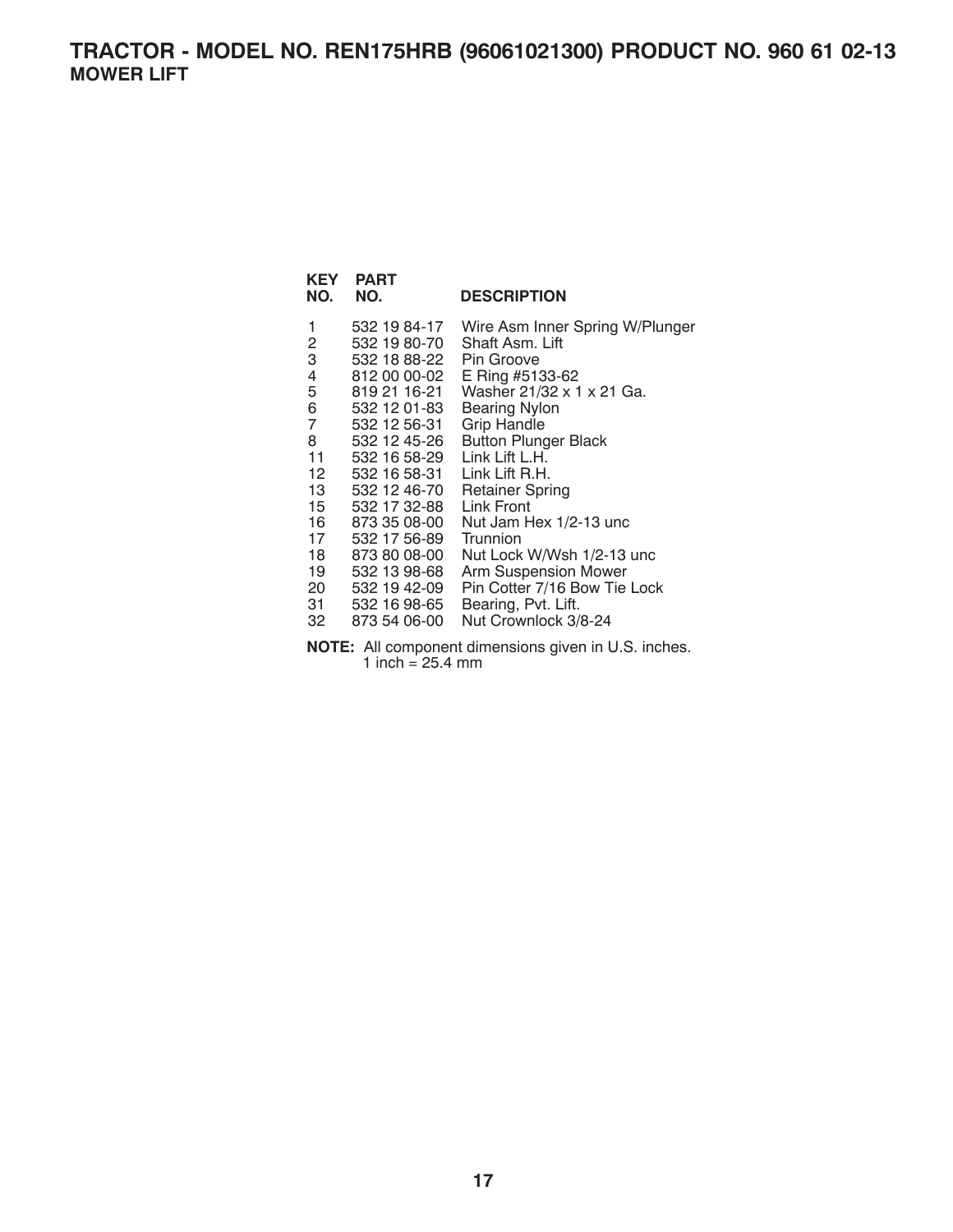# TRACTOR - MODEL NO. REN175HRB (96061021300) PRODUCT NO. 960 61 02-13

## MOWER LIFT

| KEY NO. | PART NO. | DESCRIPTION |
|---|---|---|
| 1 | 532 19 84-17 | Wire Asm Inner Spring W/Plunger |
| 2 | 532 19 80-70 | Shaft Asm. Lift |
| 3 | 532 18 88-22 | Pin Groove |
| 4 | 812 00 00-02 | E Ring #5133-62 |
| 5 | 819 21 16-21 | Washer 21/32 x 1 x 21 Ga. |
| 6 | 532 12 01-83 | Bearing Nylon |
| 7 | 532 12 56-31 | Grip Handle |
| 8 | 532 12 45-26 | Button Plunger Black |
| 11 | 532 16 58-29 | Link Lift L.H. |
| 12 | 532 16 58-31 | Link Lift R.H. |
| 13 | 532 12 46-70 | Retainer Spring |
| 15 | 532 17 32-88 | Link Front |
| 16 | 873 35 08-00 | Nut Jam Hex 1/2-13 unc |
| 17 | 532 17 56-89 | Trunnion |
| 18 | 873 80 08-00 | Nut Lock W/Wsh 1/2-13 unc |
| 19 | 532 13 98-68 | Arm Suspension Mower |
| 20 | 532 19 42-09 | Pin Cotter 7/16 Bow Tie Lock |
| 31 | 532 16 98-65 | Bearing, Pvt. Lift. |
| 32 | 873 54 06-00 | Nut Crownlock 3/8-24 |

**NOTE:** All component dimensions given in U.S. inches.
1 inch = 25.4 mm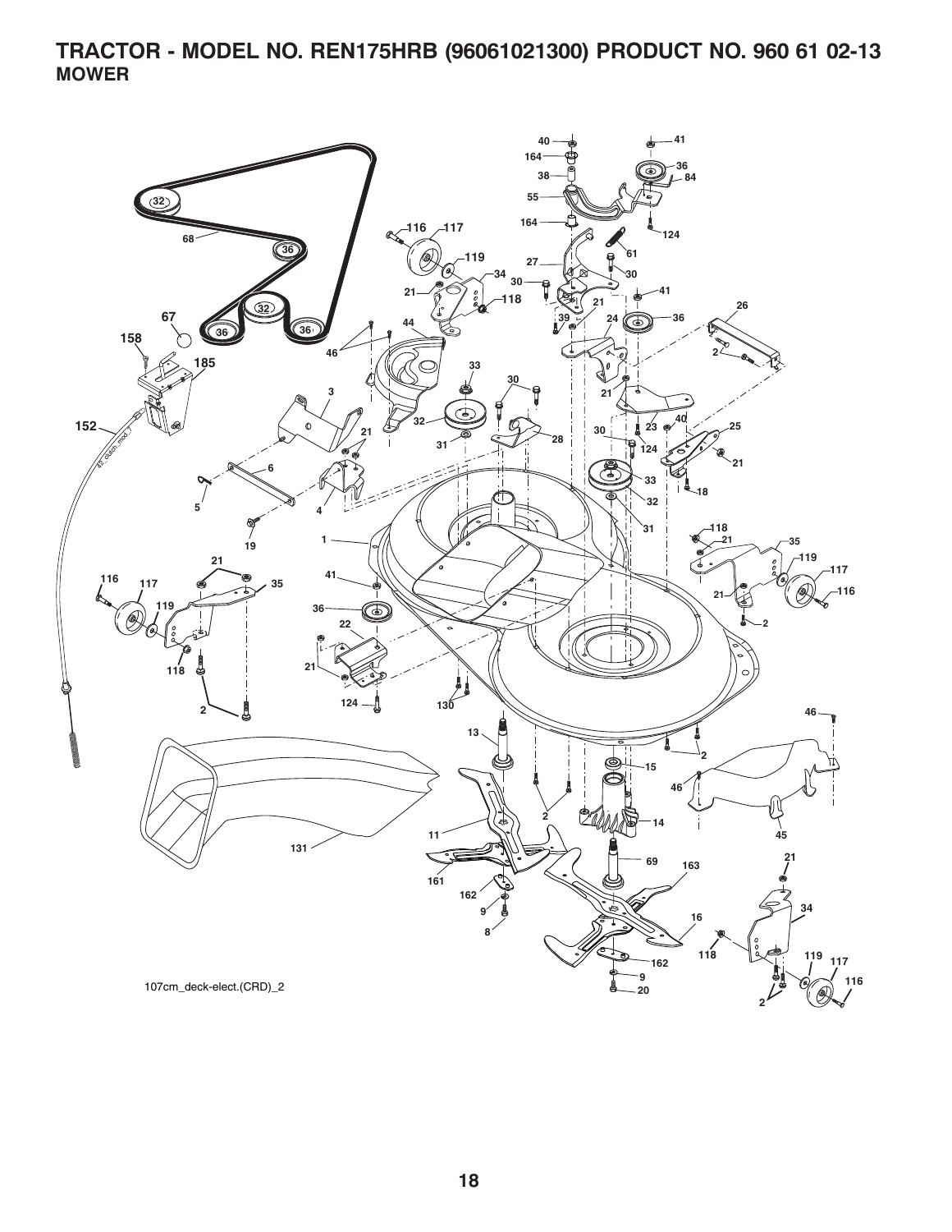# TRACTOR - MODEL NO. REN175HRB (96061021300) PRODUCT NO. 960 61 02-13

## MOWER

107cm_deck-elect.(CRD)_2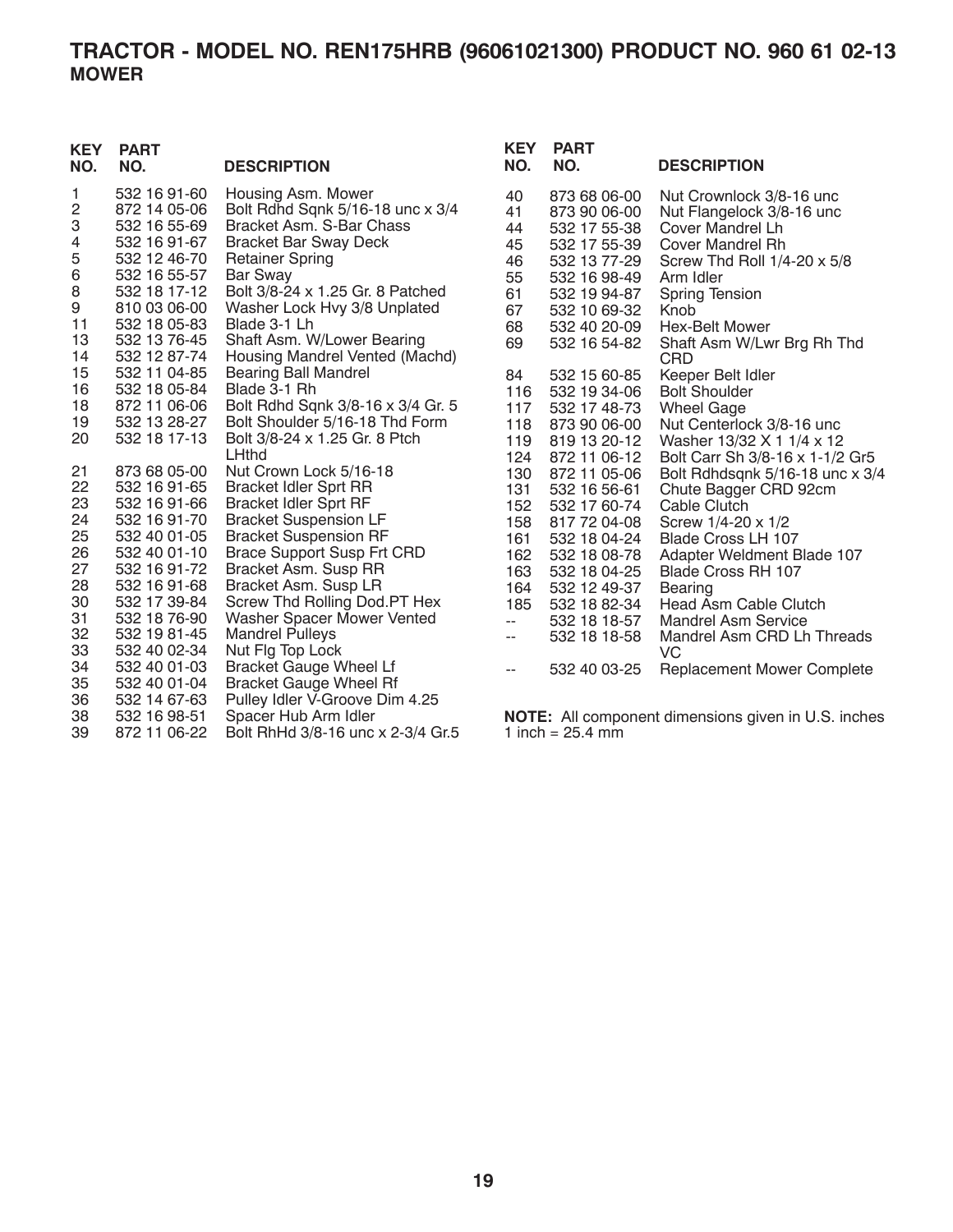# TRACTOR - MODEL NO. REN175HRB (96061021300) PRODUCT NO. 960 61 02-13

## MOWER

| KEY NO. | PART NO. | DESCRIPTION |
|---|---|---|
| 1 | 532 16 91-60 | Housing Asm. Mower |
| 2 | 872 14 05-06 | Bolt Rdhd Sqnk 5/16-18 unc x 3/4 |
| 3 | 532 16 55-69 | Bracket Asm. S-Bar Chass |
| 4 | 532 16 91-67 | Bracket Bar Sway Deck |
| 5 | 532 12 46-70 | Retainer Spring |
| 6 | 532 16 55-57 | Bar Sway |
| 8 | 532 18 17-12 | Bolt 3/8-24 x 1.25 Gr. 8 Patched |
| 9 | 810 03 06-00 | Washer Lock Hvy 3/8 Unplated |
| 11 | 532 18 05-83 | Blade 3-1 Lh |
| 13 | 532 13 76-45 | Shaft Asm. W/Lower Bearing |
| 14 | 532 12 87-74 | Housing Mandrel Vented (Machd) |
| 15 | 532 11 04-85 | Bearing Ball Mandrel |
| 16 | 532 18 05-84 | Blade 3-1 Rh |
| 18 | 872 11 06-06 | Bolt Rdhd Sqnk 3/8-16 x 3/4 Gr. 5 |
| 19 | 532 13 28-27 | Bolt Shoulder 5/16-18 Thd Form |
| 20 | 532 18 17-13 | Bolt 3/8-24 x 1.25 Gr. 8 Ptch LHthd |
| 21 | 873 68 05-00 | Nut Crown Lock 5/16-18 |
| 22 | 532 16 91-65 | Bracket Idler Sprt RR |
| 23 | 532 16 91-66 | Bracket Idler Sprt RF |
| 24 | 532 16 91-70 | Bracket Suspension LF |
| 25 | 532 40 01-05 | Bracket Suspension RF |
| 26 | 532 40 01-10 | Brace Support Susp Frt CRD |
| 27 | 532 16 91-72 | Bracket Asm. Susp RR |
| 28 | 532 16 91-68 | Bracket Asm. Susp LR |
| 30 | 532 17 39-84 | Screw Thd Rolling Dod.PT Hex |
| 31 | 532 18 76-90 | Washer Spacer Mower Vented |
| 32 | 532 19 81-45 | Mandrel Pulleys |
| 33 | 532 40 02-34 | Nut Flg Top Lock |
| 34 | 532 40 01-03 | Bracket Gauge Wheel Lf |
| 35 | 532 40 01-04 | Bracket Gauge Wheel Rf |
| 36 | 532 14 67-63 | Pulley Idler V-Groove Dim 4.25 |
| 38 | 532 16 98-51 | Spacer Hub Arm Idler |
| 39 | 872 11 06-22 | Bolt RhHd 3/8-16 unc x 2-3/4 Gr.5 |
| 40 | 873 68 06-00 | Nut Crownlock 3/8-16 unc |
| 41 | 873 90 06-00 | Nut Flangelock 3/8-16 unc |
| 44 | 532 17 55-38 | Cover Mandrel Lh |
| 45 | 532 17 55-39 | Cover Mandrel Rh |
| 46 | 532 13 77-29 | Screw Thd Roll 1/4-20 x 5/8 |
| 55 | 532 16 98-49 | Arm Idler |
| 61 | 532 19 94-87 | Spring Tension |
| 67 | 532 10 69-32 | Knob |
| 68 | 532 40 20-09 | Hex-Belt Mower |
| 69 | 532 16 54-82 | Shaft Asm W/Lwr Brg Rh Thd CRD |
| 84 | 532 15 60-85 | Keeper Belt Idler |
| 116 | 532 19 34-06 | Bolt Shoulder |
| 117 | 532 17 48-73 | Wheel Gage |
| 118 | 873 90 06-00 | Nut Centerlock 3/8-16 unc |
| 119 | 819 13 20-12 | Washer 13/32 X 1 1/4 x 12 |
| 124 | 872 11 06-12 | Bolt Carr Sh 3/8-16 x 1-1/2 Gr5 |
| 130 | 872 11 05-06 | Bolt Rdhdsqnk 5/16-18 unc x 3/4 |
| 131 | 532 16 56-61 | Chute Bagger CRD 92cm |
| 152 | 532 17 60-74 | Cable Clutch |
| 158 | 817 72 04-08 | Screw 1/4-20 x 1/2 |
| 161 | 532 18 04-24 | Blade Cross LH 107 |
| 162 | 532 18 08-78 | Adapter Weldment Blade 107 |
| 163 | 532 18 04-25 | Blade Cross RH 107 |
| 164 | 532 12 49-37 | Bearing |
| 185 | 532 18 82-34 | Head Asm Cable Clutch |
| -- | 532 18 18-57 | Mandrel Asm Service |
| -- | 532 18 18-58 | Mandrel Asm CRD Lh Threads VC |
| -- | 532 40 03-25 | Replacement Mower Complete |

**NOTE:** All component dimensions given in U.S. inches
1 inch = 25.4 mm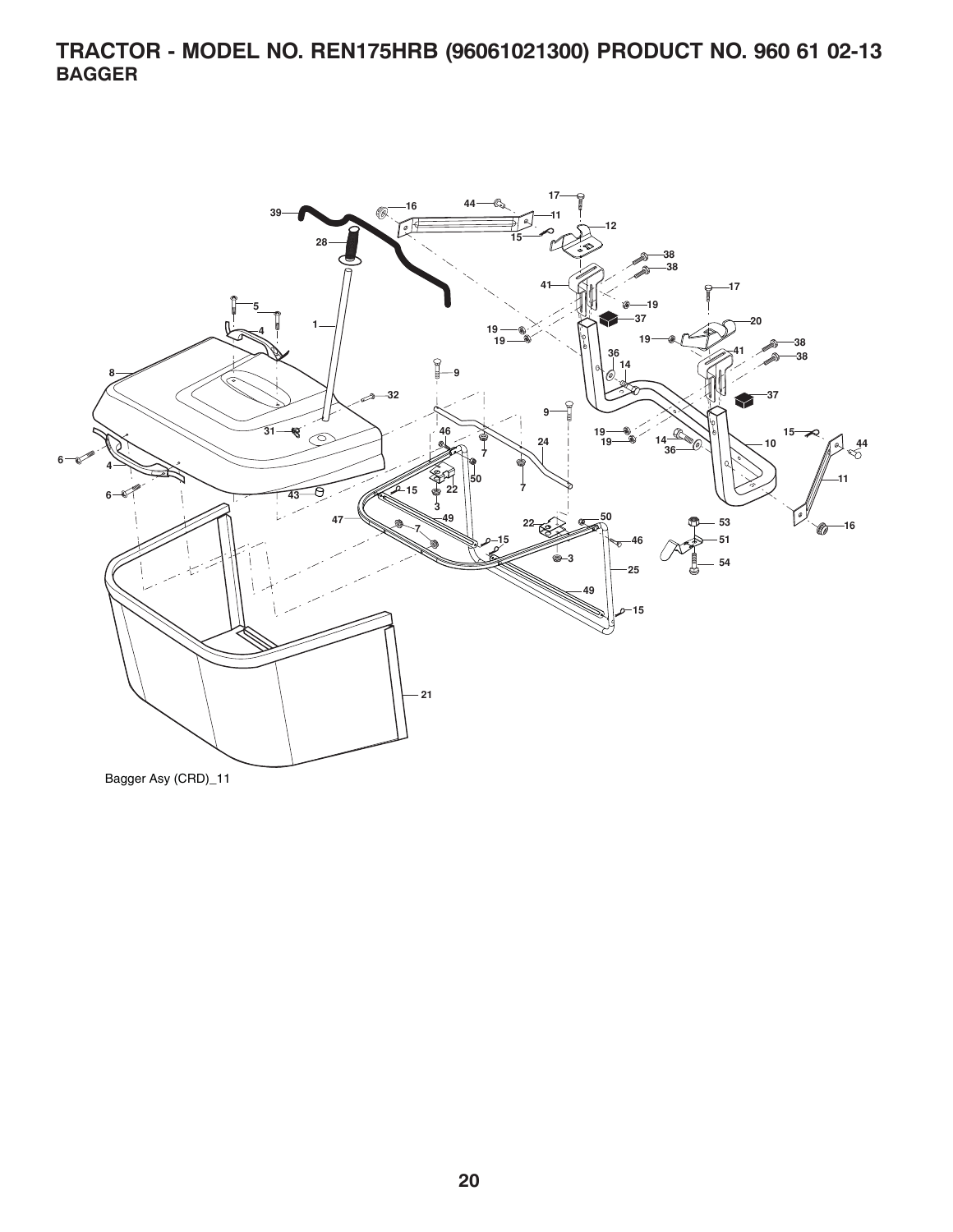# TRACTOR - MODEL NO. REN175HRB (96061021300) PRODUCT NO. 960 61 02-13

## BAGGER

Bagger Asy (CRD)_11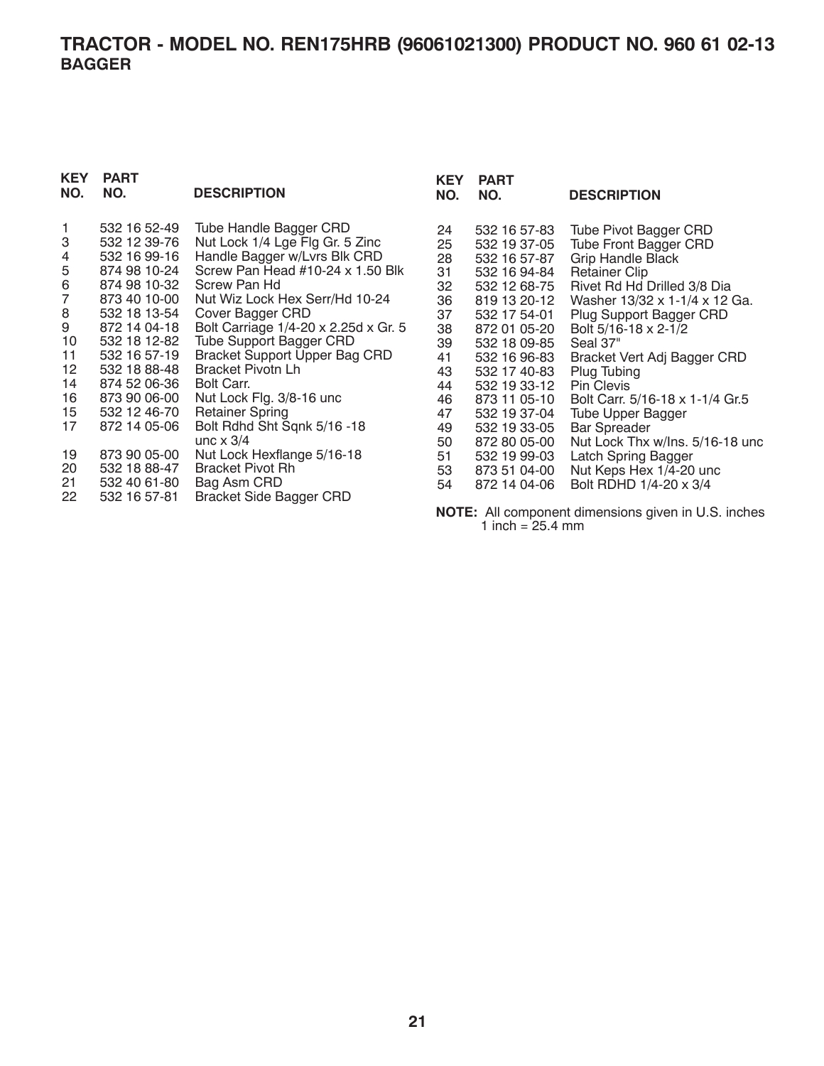# TRACTOR - MODEL NO. REN175HRB (96061021300) PRODUCT NO. 960 61 02-13

## BAGGER

| KEY NO. | PART NO. | DESCRIPTION |
|---|---|---|
| 1 | 532 16 52-49 | Tube Handle Bagger CRD |
| 3 | 532 12 39-76 | Nut Lock 1/4 Lge Flg Gr. 5 Zinc |
| 4 | 532 16 99-16 | Handle Bagger w/Lvrs Blk CRD |
| 5 | 874 98 10-24 | Screw Pan Head #10-24 x 1.50 Blk |
| 6 | 874 98 10-32 | Screw Pan Hd |
| 7 | 873 40 10-00 | Nut Wiz Lock Hex Serr/Hd 10-24 |
| 8 | 532 18 13-54 | Cover Bagger CRD |
| 9 | 872 14 04-18 | Bolt Carriage 1/4-20 x 2.25d x Gr. 5 |
| 10 | 532 18 12-82 | Tube Support Bagger CRD |
| 11 | 532 16 57-19 | Bracket Support Upper Bag CRD |
| 12 | 532 18 88-48 | Bracket Pivotn Lh |
| 14 | 874 52 06-36 | Bolt Carr. |
| 16 | 873 90 06-00 | Nut Lock Flg. 3/8-16 unc |
| 15 | 532 12 46-70 | Retainer Spring |
| 17 | 872 14 05-06 | Bolt Rdhd Sht Sqnk 5/16 -18 unc x 3/4 |
| 19 | 873 90 05-00 | Nut Lock Hexflange 5/16-18 |
| 20 | 532 18 88-47 | Bracket Pivot Rh |
| 21 | 532 40 61-80 | Bag Asm CRD |
| 22 | 532 16 57-81 | Bracket Side Bagger CRD |
| 24 | 532 16 57-83 | Tube Pivot Bagger CRD |
| 25 | 532 19 37-05 | Tube Front Bagger CRD |
| 28 | 532 16 57-87 | Grip Handle Black |
| 31 | 532 16 94-84 | Retainer Clip |
| 32 | 532 12 68-75 | Rivet Rd Hd Drilled 3/8 Dia |
| 36 | 819 13 20-12 | Washer 13/32 x 1-1/4 x 12 Ga. |
| 37 | 532 17 54-01 | Plug Support Bagger CRD |
| 38 | 872 01 05-20 | Bolt 5/16-18 x 2-1/2 |
| 39 | 532 18 09-85 | Seal 37" |
| 41 | 532 16 96-83 | Bracket Vert Adj Bagger CRD |
| 43 | 532 17 40-83 | Plug Tubing |
| 44 | 532 19 33-12 | Pin Clevis |
| 46 | 873 11 05-10 | Bolt Carr. 5/16-18 x 1-1/4 Gr.5 |
| 47 | 532 19 37-04 | Tube Upper Bagger |
| 49 | 532 19 33-05 | Bar Spreader |
| 50 | 872 80 05-00 | Nut Lock Thx w/Ins. 5/16-18 unc |
| 51 | 532 19 99-03 | Latch Spring Bagger |
| 53 | 873 51 04-00 | Nut Keps Hex 1/4-20 unc |
| 54 | 872 14 04-06 | Bolt RDHD 1/4-20 x 3/4 |

**NOTE:** All component dimensions given in U.S. inches
1 inch = 25.4 mm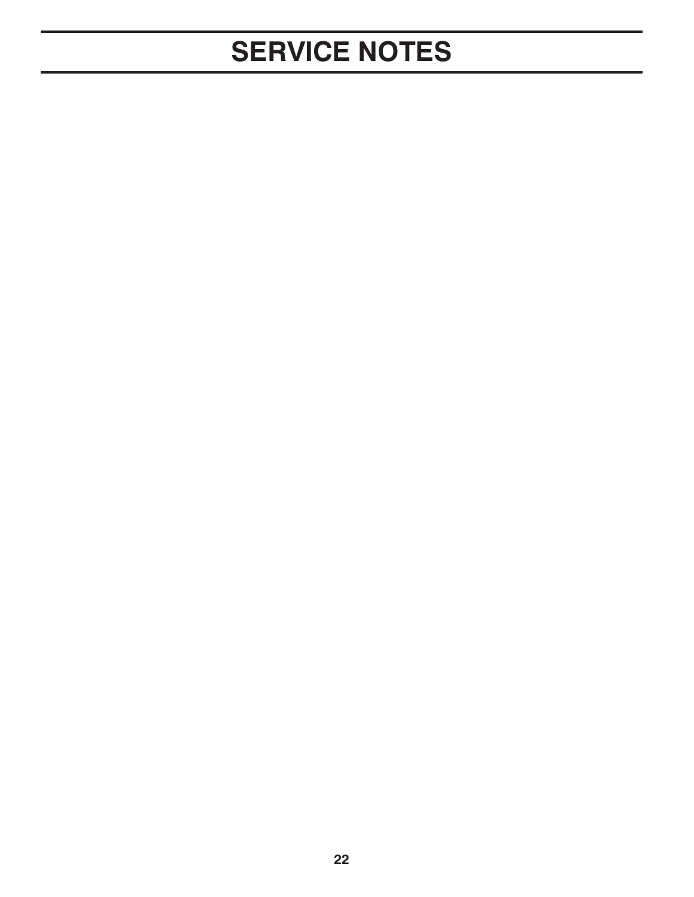# SERVICE NOTES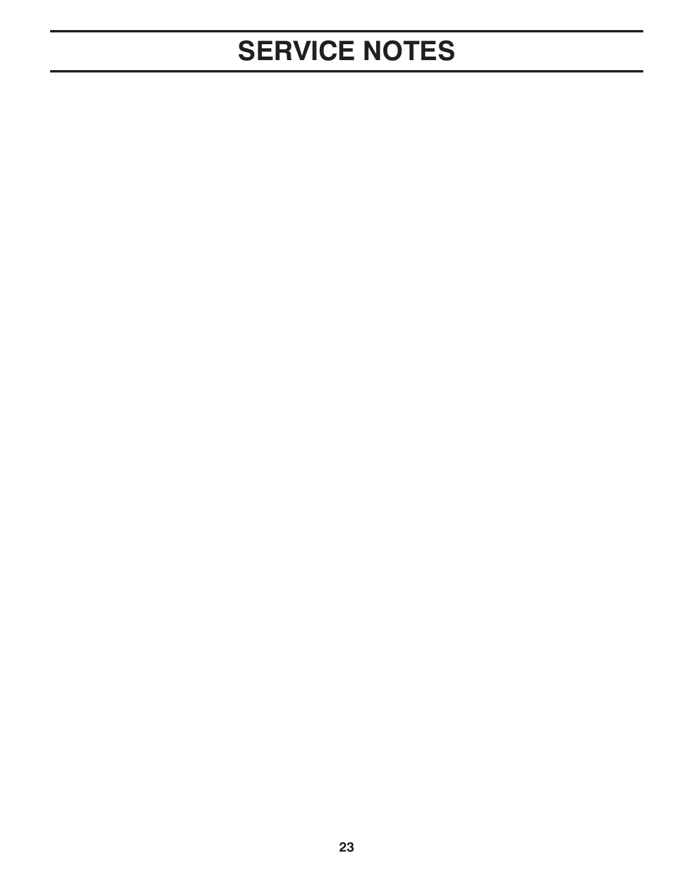# SERVICE NOTES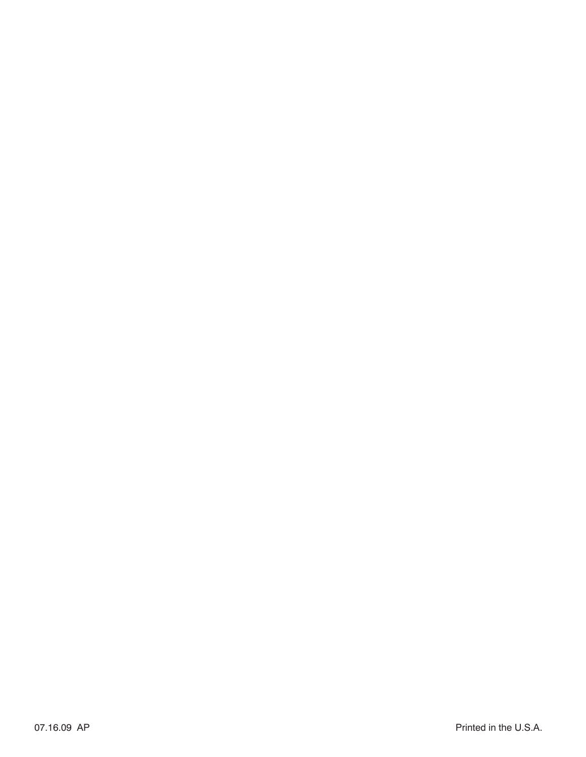07.16.09 AP

Printed in the U.S.A.